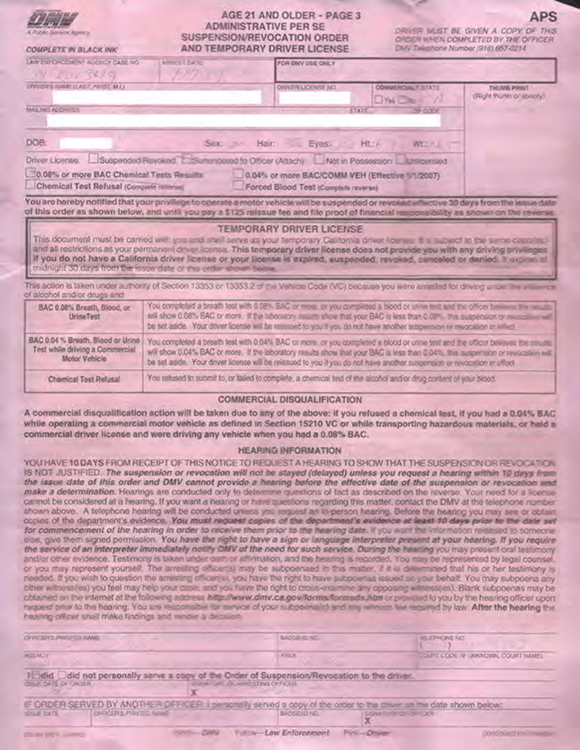DMV
A Public Service Agency

COMPLETE IN BLACK INK

# AGE 21 AND OLDER - PAGE 3
# ADMINISTRATIVE PER SE SUSPENSION/REVOCATION ORDER AND TEMPORARY DRIVER LICENSE

**APS**

DRIVER MUST BE GIVEN A COPY OF THIS ORDER WHEN COMPLETED BY THE OFFICER
DMV Telephone Number (916) 657-0214

| LAW ENFORCEMENT AGENCY CASE NO. | ARREST DATE | FOR DMV USE ONLY | | |
|---|---|---|---|---|
| | | | | |
| DRIVER'S NAME (LAST, FIRST, M.I.) | | DRIVER LICENSE NO. | COMMERCIAL? STATE ☐ Yes ☐ No | THUMB PRINT (Right thumb or specify) |
| MAILING ADDRESS | | STATE | ZIP CODE | |
| DOB: | Sex: | Hair: | Eyes: Ht.: Wt.: | |

Driver License: ☐ Suspended/Revoked ☐ Surrendered to Officer (Attach) ☐ Not in Possession ☐ Unlicensed

☐ 0.08% or more BAC Chemical Tests Results ☐ 0.04% or more BAC/COMM VEH (Effective 1/1/2007)

☐ Chemical Test Refusal (Complete reverse) ☐ Forced Blood Test (Complete reverse)

**You are hereby notified that your privilege to operate a motor vehicle will be suspended or revoked effective 30 days from the issue date of this order as shown below, and until you pay a $125 reissue fee and file proof of financial responsibility as shown on the reverse.**

## TEMPORARY DRIVER LICENSE

This document must be carried with you and shall serve as your temporary California driver license. It is subject to the same classes and all restrictions as your permanent driver license. **This temporary driver license does not provide you with any driving privileges if you do not have a California driver license or your license is expired, suspended, revoked, canceled or denied.** It expires at midnight 30 days from the issue date of this order shown below.

This action is taken under authority of Section 13353 or 13353.2 of the Vehicle Code (VC) because you were arrested for driving under the influence of alcohol and/or drugs and:

| | |
|---|---|
| BAC 0.08% Breath, Blood, or Urine Test | You completed a breath test with 0.08% BAC or more, or you completed a blood or urine test and the officer believes the results will show 0.08% BAC or more. If the laboratory results show that your BAC is less than 0.08%, this suspension or revocation will be set aside. Your driver license will be reissued to you if you do not have another suspension or revocation in effect. |
| BAC 0.04 % Breath, Blood or Urine Test while driving a Commercial Motor Vehicle | You completed a breath test with 0.04% BAC or more, or you completed a blood or urine test and the officer believes the results will show 0.04% BAC or more. If the laboratory results show that your BAC is less than 0.04%, this suspension or revocation will be set aside. Your driver license will be reissued to you if you do not have another suspension or revocation in effect. |
| Chemical Test Refusal | You refused to submit to, or failed to complete, a chemical test of the alcohol and/or drug content of your blood. |

## COMMERCIAL DISQUALIFICATION

**A commercial disqualification action will be taken due to any of the above: if you refused a chemical test, if you had a 0.04% BAC while operating a commercial motor vehicle as defined in Section 15210 VC or while transporting hazardous materials, or held a commercial driver license and were driving any vehicle when you had a 0.08% BAC.**

## HEARING INFORMATION

YOU HAVE **10 DAYS** FROM RECEIPT OF THIS NOTICE TO REQUEST A HEARING TO SHOW THAT THE SUSPENSION OR REVOCATION IS NOT JUSTIFIED. ***The suspension or revocation will not be stayed (delayed) unless you request a hearing within 10 days from the issue date of this order and DMV cannot provide a hearing before the effective date of the suspension or revocation and make a determination.*** Hearings are conducted only to determine questions of fact as described on the reverse. Your need for a license cannot be considered at a hearing. If you want a hearing or have questions regarding this matter, contact the DMV at the telephone number shown above. A telephone hearing will be conducted unless you request an in-person hearing. Before the hearing you may see or obtain copies of the department's evidence. ***You must request copies of the department's evidence at least 10 days prior to the date set for commencement of the hearing in order to receive them prior to the hearing date.*** If you want the information released to someone else, give them signed permission. ***You have the right to have a sign or language interpreter present at your hearing. If you require the service of an interpreter immediately notify DMV of the need for such service. During the hearing*** you may present oral testimony and/or other evidence. Testimony is taken under oath or affirmation, and the hearing is recorded. You may be represented by legal counsel, or you may represent yourself. The arresting officer(s) may be subpoenaed in this matter, if it is determined that his or her testimony is needed. If you wish to question the arresting officer(s), you have the right to have subpoenas issued on your behalf. You may subpoena any other witness(es) you feel may help your case, and you have the right to cross-examine any opposing witness(es). Blank subpoenas may be obtained on the internet at the following address ***http://www.dmv.ca.gov/forms/formsds.htm*** or provided to you by the hearing officer upon request prior to the hearing. You are responsible for service of your subpoena(s) and any witness fee required by law. **After the hearing** the hearing officer shall make findings and render a decision.

| OFFICER'S PRINTED NAME | BADGE/ID NO. | TELEPHONE NO. ( ) |
|---|---|---|
| AGENCY | AREA | COURT CODE (IF UNKNOWN, COURT NAME) |

I ☐ did ☐ did not personally serve a copy of the Order of Suspension/Revocation to the driver.

| ISSUE DATE OF ORDER | SIGNATURE OF ARRESTING OFFICER |
|---|---|
| | X |

IF ORDER SERVED BY ANOTHER OFFICER: I personally served a copy of the order to the driver on the date shown below:

| ISSUE DATE | OFFICER'S PRINTED NAME | BADGE/ID NO. | SIGNATURE OF OFFICER |
|---|---|---|---|
| | | | X |

White—DMV Yellow—Law Enforcement Pink—Driver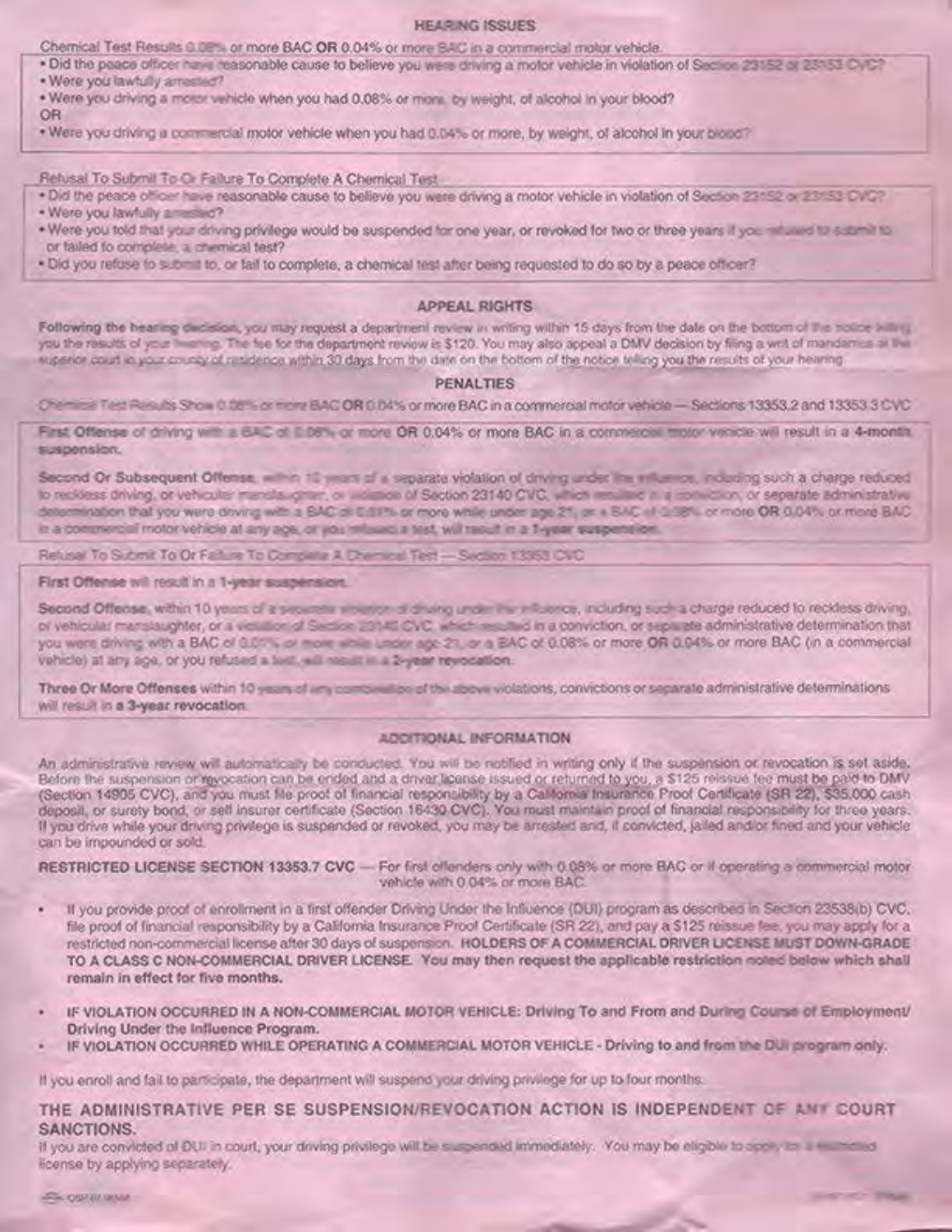## HEARING ISSUES

Chemical Test Results 0.08% or more BAC **OR** 0.04% or more BAC in a commercial motor vehicle.

- Did the peace officer have reasonable cause to believe you were driving a motor vehicle in violation of Section 23152 or 23153 CVC?
- Were you lawfully arrested?
- Were you driving a motor vehicle when you had 0.08% or more, by weight, of alcohol in your blood?

OR

- Were you driving a commercial motor vehicle when you had 0.04% or more, by weight, of alcohol in your blood?

Refusal To Submit To Or Failure To Complete A Chemical Test

- Did the peace officer have reasonable cause to believe you were driving a motor vehicle in violation of Section 23152 or 23153 CVC?
- Were you lawfully arrested?
- Were you told that your driving privilege would be suspended for one year, or revoked for two or three years if you refused to submit to or failed to complete, a chemical test?
- Did you refuse to submit to, or fail to complete, a chemical test after being requested to do so by a peace officer?

## APPEAL RIGHTS

**Following the hearing decision,** you may request a department review in writing within 15 days from the date on the bottom of the notice telling you the results of your hearing. The fee for the department review is $120. You may also appeal a DMV decision by filing a writ of mandamus at the superior court in your county of residence within 30 days from the date on the bottom of the notice telling you the results of your hearing.

## PENALTIES

Chemical Test Results Show 0.08% or more BAC **OR** 0.04% or more BAC in a commercial motor vehicle — Sections 13353.2 and 13353.3 CVC

**First Offense** of driving with a BAC of 0.08% or more **OR** 0.04% or more BAC in a commercial motor vehicle will result in a **4-month suspension.**

**Second Or Subsequent Offense**, within 10 years of a separate violation of driving under the influence, including such a charge reduced to reckless driving, or vehicular manslaughter, or violation of Section 23140 CVC, which resulted in a conviction, or separate administrative determination that you were driving with a BAC of 0.01% or more while under age 21, or a BAC of 0.08% or more **OR** 0.04% or more BAC in a commercial motor vehicle at any age, or you refused a test, will result in a **1-year suspension.**

Refusal To Submit To Or Failure To Complete A Chemical Test — Section 13353 CVC

**First Offense** will result in a **1-year suspension.**

**Second Offense,** within 10 years of a separate violation of driving under the influence, including such a charge reduced to reckless driving, or vehicular manslaughter, or a violation of Section 23140 CVC, which resulted in a conviction, or separate administrative determination that you were driving with a BAC of 0.01% or more while under age 21, or a BAC of 0.08% or more **OR** 0.04% or more BAC (in a commercial vehicle) at any age, or you refused a test, will result in a **2-year revocation.**

**Three Or More Offenses** within 10 years of any combination of the above violations, convictions or separate administrative determinations will result in **a 3-year revocation.**

## ADDITIONAL INFORMATION

An administrative review will automatically be conducted. You will be notified in writing only if the suspension or revocation is set aside. Before the suspension or revocation can be ended and a driver license issued or returned to you, a $125 reissue fee must be paid to DMV (Section 14905 CVC), and you must file proof of financial responsibility by a California Insurance Proof Certificate (SR 22), $35,000 cash deposit, or surety bond, or self insurer certificate (Section 16430 CVC). You must maintain proof of financial responsibility for three years. If you drive while your driving privilege is suspended or revoked, you may be arrested and, if convicted, jailed and/or fined and your vehicle can be impounded or sold.

**RESTRICTED LICENSE SECTION 13353.7 CVC** — For first offenders only with 0.08% or more BAC or if operating a commercial motor vehicle with 0.04% or more BAC.

- If you provide proof of enrollment in a first offender Driving Under the Influence (DUI) program as described in Section 23538(b) CVC, file proof of financial responsibility by a California Insurance Proof Certificate (SR 22), and pay a $125 reissue fee, you may apply for a restricted non-commercial license after 30 days of suspension. **HOLDERS OF A COMMERCIAL DRIVER LICENSE MUST DOWN-GRADE TO A CLASS C NON-COMMERCIAL DRIVER LICENSE. You may then request the applicable restriction noted below which shall remain in effect for five months.**
- **IF VIOLATION OCCURRED IN A NON-COMMERCIAL MOTOR VEHICLE: Driving To and From and During Course of Employment/ Driving Under the Influence Program.**
- **IF VIOLATION OCCURRED WHILE OPERATING A COMMERCIAL MOTOR VEHICLE - Driving to and from the DUI program only.**

If you enroll and fail to participate, the department will suspend your driving privilege for up to four months.

## THE ADMINISTRATIVE PER SE SUSPENSION/REVOCATION ACTION IS INDEPENDENT OF ANY COURT SANCTIONS.

If you are convicted of DUI in court, your driving privilege will be suspended immediately. You may be eligible to apply for a restricted license by applying separately.